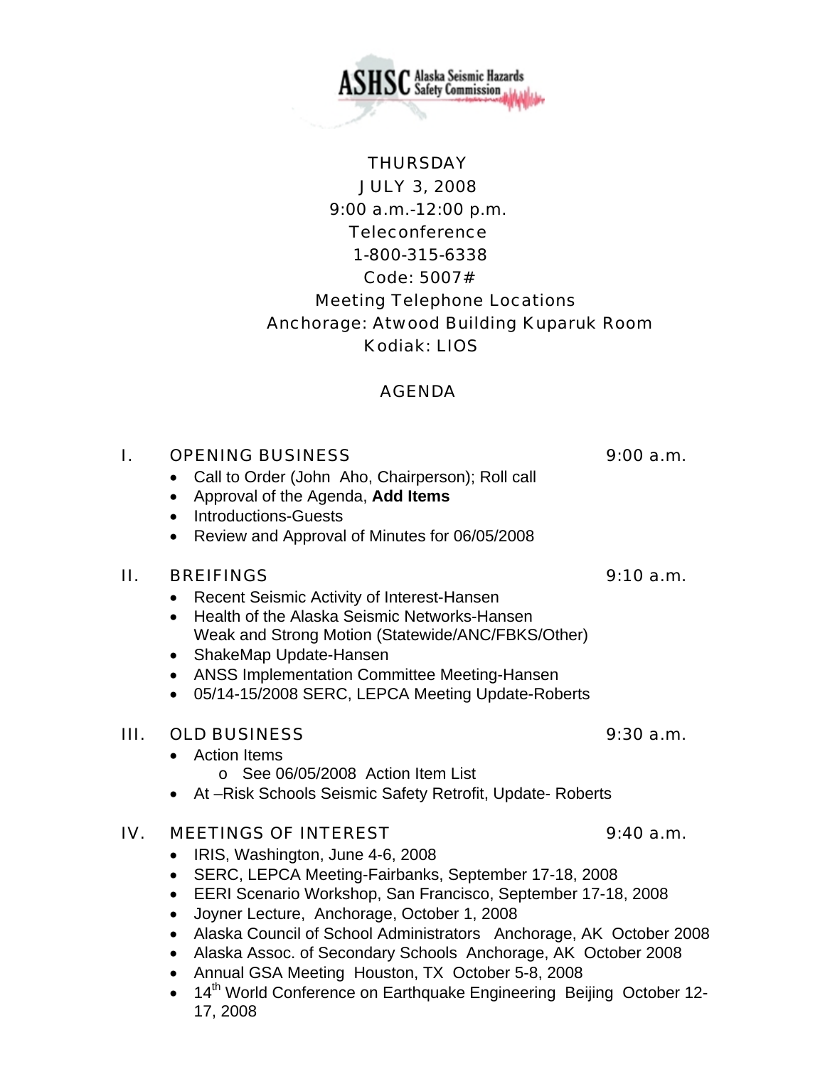ASHSC Alaska Seismic Hazards Safety Commission

THURSDAY
JULY 3, 2008
9:00 a.m.-12:00 p.m.
Teleconference
1-800-315-6338
Code: 5007#
Meeting Telephone Locations
Anchorage: Atwood Building Kuparuk Room
Kodiak: LIOS

# AGENDA

## I. OPENING BUSINESS — 9:00 a.m.

- Call to Order (John Aho, Chairperson); Roll call
- Approval of the Agenda, **Add Items**
- Introductions-Guests
- Review and Approval of Minutes for 06/05/2008

## II. BREIFINGS — 9:10 a.m.

- Recent Seismic Activity of Interest-Hansen
- Health of the Alaska Seismic Networks-Hansen
  Weak and Strong Motion (Statewide/ANC/FBKS/Other)
- ShakeMap Update-Hansen
- ANSS Implementation Committee Meeting-Hansen
- 05/14-15/2008 SERC, LEPCA Meeting Update-Roberts

## III. OLD BUSINESS — 9:30 a.m.

- Action Items
  - See 06/05/2008 Action Item List
- At –Risk Schools Seismic Safety Retrofit, Update- Roberts

## IV. MEETINGS OF INTEREST — 9:40 a.m.

- IRIS, Washington, June 4-6, 2008
- SERC, LEPCA Meeting-Fairbanks, September 17-18, 2008
- EERI Scenario Workshop, San Francisco, September 17-18, 2008
- Joyner Lecture, Anchorage, October 1, 2008
- Alaska Council of School Administrators Anchorage, AK October 2008
- Alaska Assoc. of Secondary Schools Anchorage, AK October 2008
- Annual GSA Meeting Houston, TX October 5-8, 2008
- 14th World Conference on Earthquake Engineering Beijing October 12-17, 2008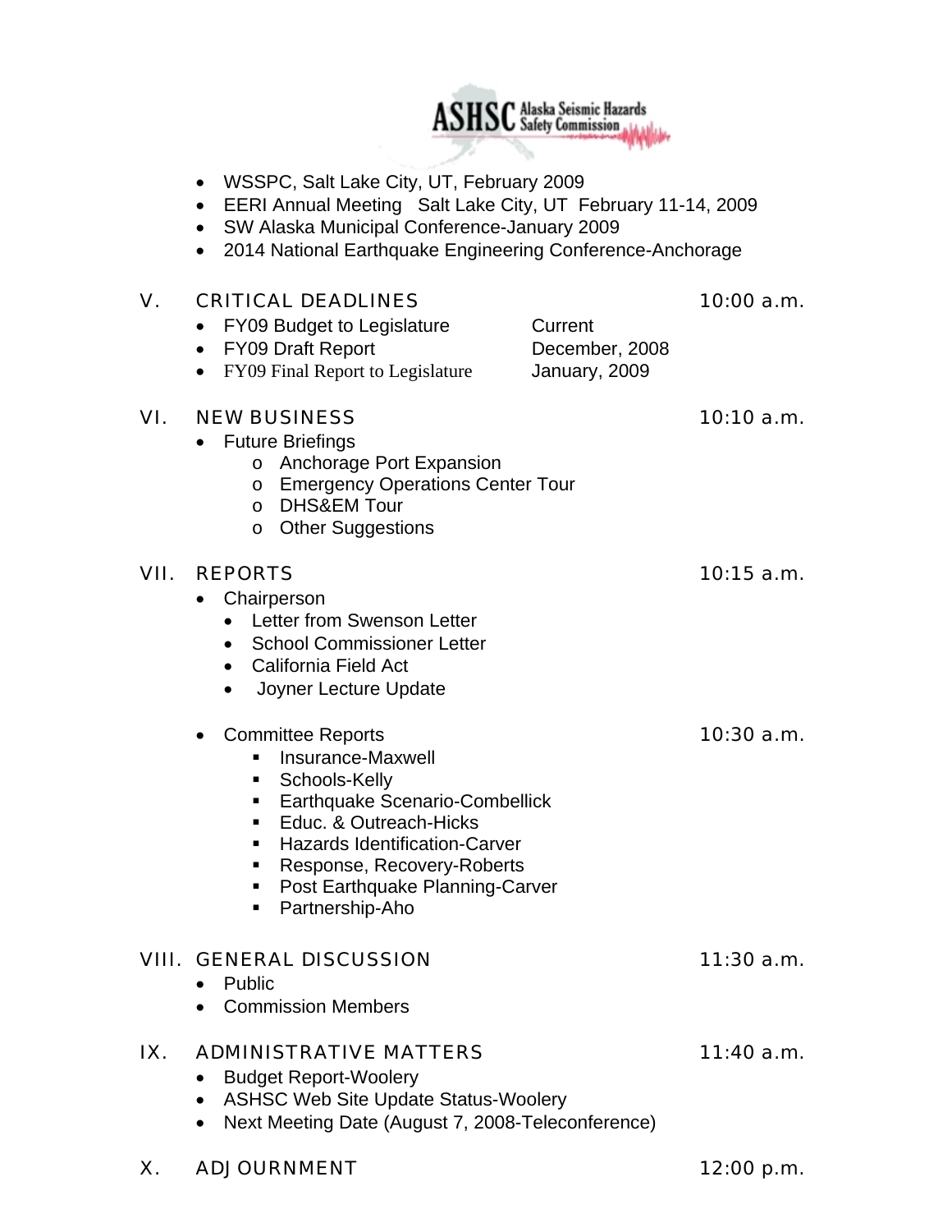- WSSPC, Salt Lake City, UT, February 2009
- EERI Annual Meeting Salt Lake City, UT February 11-14, 2009
- SW Alaska Municipal Conference-January 2009
- 2014 National Earthquake Engineering Conference-Anchorage

## V. CRITICAL DEADLINES — 10:00 a.m.

- FY09 Budget to Legislature — Current
- FY09 Draft Report — December, 2008
- FY09 Final Report to Legislature — January, 2009

## VI. NEW BUSINESS — 10:10 a.m.

- Future Briefings
  - Anchorage Port Expansion
  - Emergency Operations Center Tour
  - DHS&EM Tour
  - Other Suggestions

## VII. REPORTS — 10:15 a.m.

- Chairperson
  - Letter from Swenson Letter
  - School Commissioner Letter
  - California Field Act
  - Joyner Lecture Update

- Committee Reports — 10:30 a.m.
  - Insurance-Maxwell
  - Schools-Kelly
  - Earthquake Scenario-Combellick
  - Educ. & Outreach-Hicks
  - Hazards Identification-Carver
  - Response, Recovery-Roberts
  - Post Earthquake Planning-Carver
  - Partnership-Aho

## VIII. GENERAL DISCUSSION — 11:30 a.m.

- Public
- Commission Members

## IX. ADMINISTRATIVE MATTERS — 11:40 a.m.

- Budget Report-Woolery
- ASHSC Web Site Update Status-Woolery
- Next Meeting Date (August 7, 2008-Teleconference)

## X. ADJOURNMENT — 12:00 p.m.